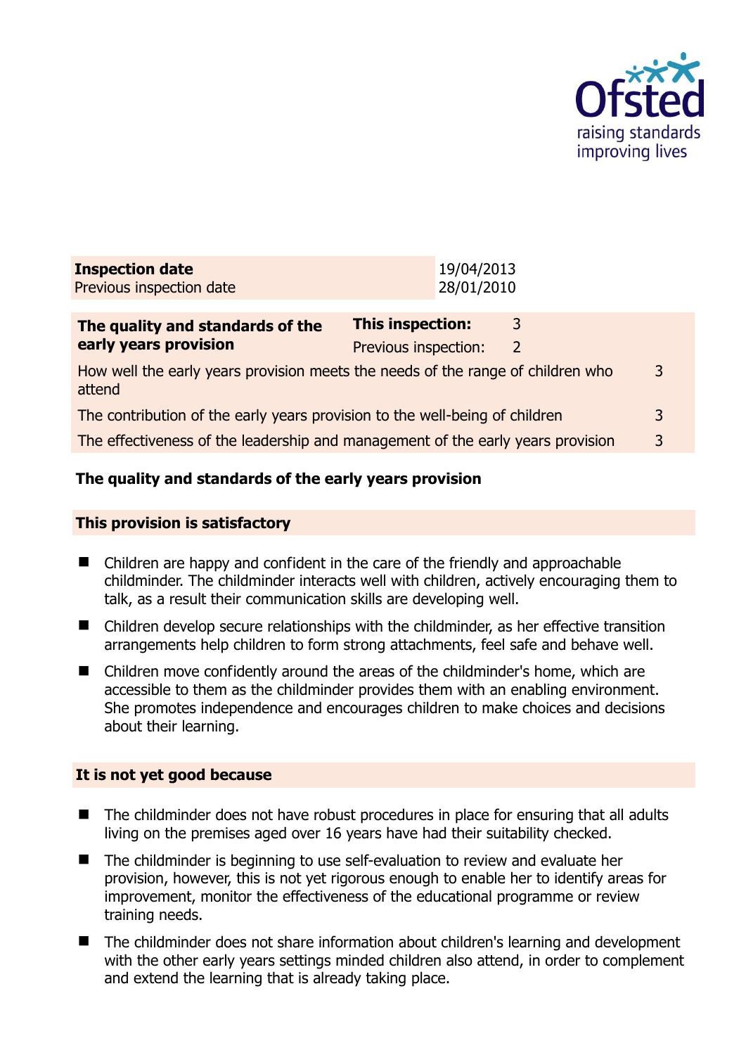Ofsted
raising standards
improving lives

| **Inspection date** | 19/04/2013 |
|---|---|
| Previous inspection date | 28/01/2010 |

| **The quality and standards of the early years provision** | **This inspection:** | 3 |
|---|---|---|
| | Previous inspection: | 2 |
| How well the early years provision meets the needs of the range of children who attend | | 3 |
| The contribution of the early years provision to the well-being of children | | 3 |
| The effectiveness of the leadership and management of the early years provision | | 3 |

## The quality and standards of the early years provision

### This provision is satisfactory

- Children are happy and confident in the care of the friendly and approachable childminder. The childminder interacts well with children, actively encouraging them to talk, as a result their communication skills are developing well.
- Children develop secure relationships with the childminder, as her effective transition arrangements help children to form strong attachments, feel safe and behave well.
- Children move confidently around the areas of the childminder's home, which are accessible to them as the childminder provides them with an enabling environment. She promotes independence and encourages children to make choices and decisions about their learning.

### It is not yet good because

- The childminder does not have robust procedures in place for ensuring that all adults living on the premises aged over 16 years have had their suitability checked.
- The childminder is beginning to use self-evaluation to review and evaluate her provision, however, this is not yet rigorous enough to enable her to identify areas for improvement, monitor the effectiveness of the educational programme or review training needs.
- The childminder does not share information about children's learning and development with the other early years settings minded children also attend, in order to complement and extend the learning that is already taking place.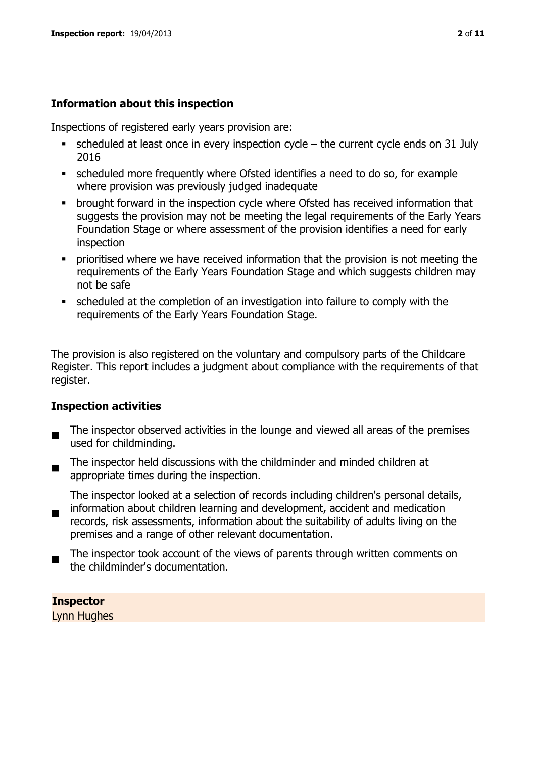### Information about this inspection

Inspections of registered early years provision are:

- scheduled at least once in every inspection cycle – the current cycle ends on 31 July 2016
- scheduled more frequently where Ofsted identifies a need to do so, for example where provision was previously judged inadequate
- brought forward in the inspection cycle where Ofsted has received information that suggests the provision may not be meeting the legal requirements of the Early Years Foundation Stage or where assessment of the provision identifies a need for early inspection
- prioritised where we have received information that the provision is not meeting the requirements of the Early Years Foundation Stage and which suggests children may not be safe
- scheduled at the completion of an investigation into failure to comply with the requirements of the Early Years Foundation Stage.

The provision is also registered on the voluntary and compulsory parts of the Childcare Register. This report includes a judgment about compliance with the requirements of that register.

### Inspection activities

- The inspector observed activities in the lounge and viewed all areas of the premises used for childminding.
- The inspector held discussions with the childminder and minded children at appropriate times during the inspection.
- The inspector looked at a selection of records including children's personal details, information about children learning and development, accident and medication records, risk assessments, information about the suitability of adults living on the premises and a range of other relevant documentation.
- The inspector took account of the views of parents through written comments on the childminder's documentation.

**Inspector**

Lynn Hughes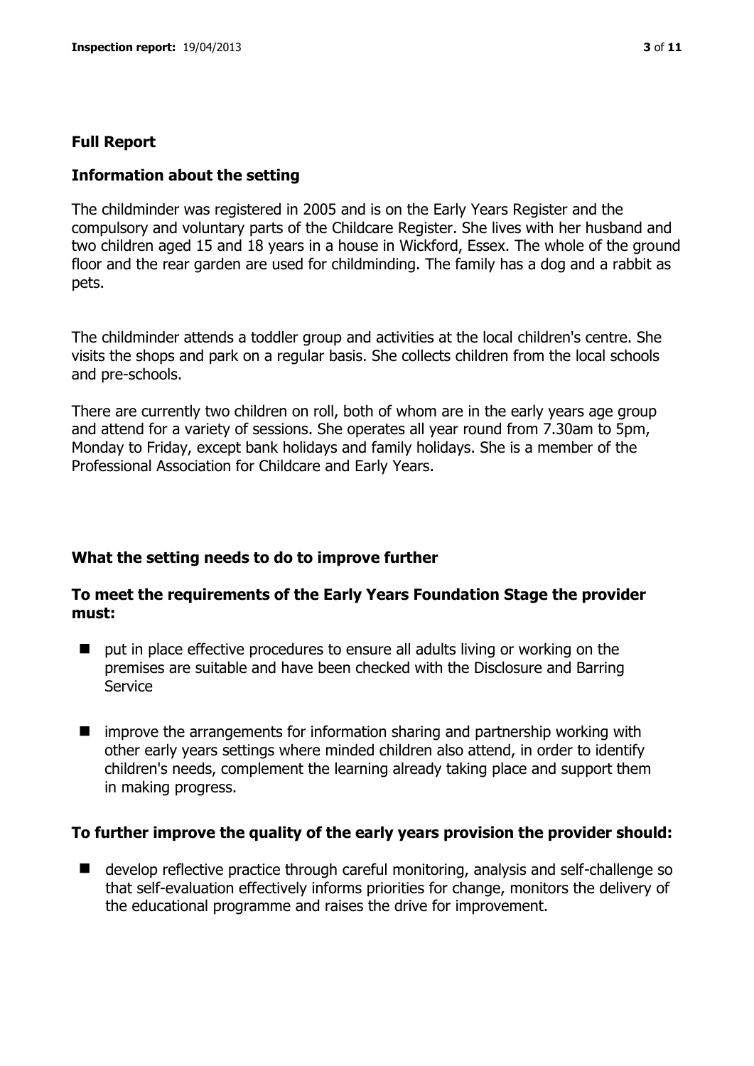## Full Report

### Information about the setting

The childminder was registered in 2005 and is on the Early Years Register and the compulsory and voluntary parts of the Childcare Register. She lives with her husband and two children aged 15 and 18 years in a house in Wickford, Essex. The whole of the ground floor and the rear garden are used for childminding. The family has a dog and a rabbit as pets.

The childminder attends a toddler group and activities at the local children's centre. She visits the shops and park on a regular basis. She collects children from the local schools and pre-schools.

There are currently two children on roll, both of whom are in the early years age group and attend for a variety of sessions. She operates all year round from 7.30am to 5pm, Monday to Friday, except bank holidays and family holidays. She is a member of the Professional Association for Childcare and Early Years.

### What the setting needs to do to improve further

#### To meet the requirements of the Early Years Foundation Stage the provider must:

- put in place effective procedures to ensure all adults living or working on the premises are suitable and have been checked with the Disclosure and Barring Service
- improve the arrangements for information sharing and partnership working with other early years settings where minded children also attend, in order to identify children's needs, complement the learning already taking place and support them in making progress.

#### To further improve the quality of the early years provision the provider should:

- develop reflective practice through careful monitoring, analysis and self-challenge so that self-evaluation effectively informs priorities for change, monitors the delivery of the educational programme and raises the drive for improvement.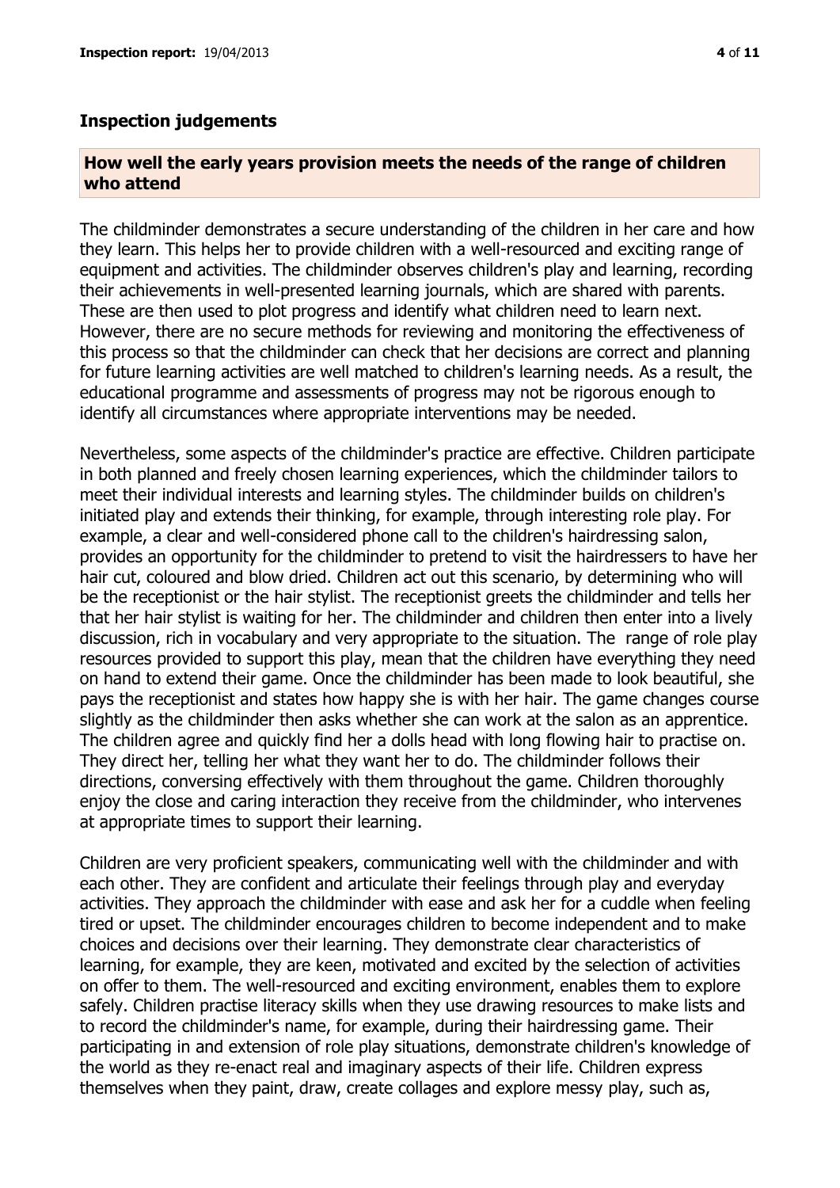## Inspection judgements

### How well the early years provision meets the needs of the range of children who attend

The childminder demonstrates a secure understanding of the children in her care and how they learn. This helps her to provide children with a well-resourced and exciting range of equipment and activities. The childminder observes children's play and learning, recording their achievements in well-presented learning journals, which are shared with parents. These are then used to plot progress and identify what children need to learn next. However, there are no secure methods for reviewing and monitoring the effectiveness of this process so that the childminder can check that her decisions are correct and planning for future learning activities are well matched to children's learning needs. As a result, the educational programme and assessments of progress may not be rigorous enough to identify all circumstances where appropriate interventions may be needed.

Nevertheless, some aspects of the childminder's practice are effective. Children participate in both planned and freely chosen learning experiences, which the childminder tailors to meet their individual interests and learning styles. The childminder builds on children's initiated play and extends their thinking, for example, through interesting role play. For example, a clear and well-considered phone call to the children's hairdressing salon, provides an opportunity for the childminder to pretend to visit the hairdressers to have her hair cut, coloured and blow dried. Children act out this scenario, by determining who will be the receptionist or the hair stylist. The receptionist greets the childminder and tells her that her hair stylist is waiting for her. The childminder and children then enter into a lively discussion, rich in vocabulary and very appropriate to the situation. The range of role play resources provided to support this play, mean that the children have everything they need on hand to extend their game. Once the childminder has been made to look beautiful, she pays the receptionist and states how happy she is with her hair. The game changes course slightly as the childminder then asks whether she can work at the salon as an apprentice. The children agree and quickly find her a dolls head with long flowing hair to practise on. They direct her, telling her what they want her to do. The childminder follows their directions, conversing effectively with them throughout the game. Children thoroughly enjoy the close and caring interaction they receive from the childminder, who intervenes at appropriate times to support their learning.

Children are very proficient speakers, communicating well with the childminder and with each other. They are confident and articulate their feelings through play and everyday activities. They approach the childminder with ease and ask her for a cuddle when feeling tired or upset. The childminder encourages children to become independent and to make choices and decisions over their learning. They demonstrate clear characteristics of learning, for example, they are keen, motivated and excited by the selection of activities on offer to them. The well-resourced and exciting environment, enables them to explore safely. Children practise literacy skills when they use drawing resources to make lists and to record the childminder's name, for example, during their hairdressing game. Their participating in and extension of role play situations, demonstrate children's knowledge of the world as they re-enact real and imaginary aspects of their life. Children express themselves when they paint, draw, create collages and explore messy play, such as,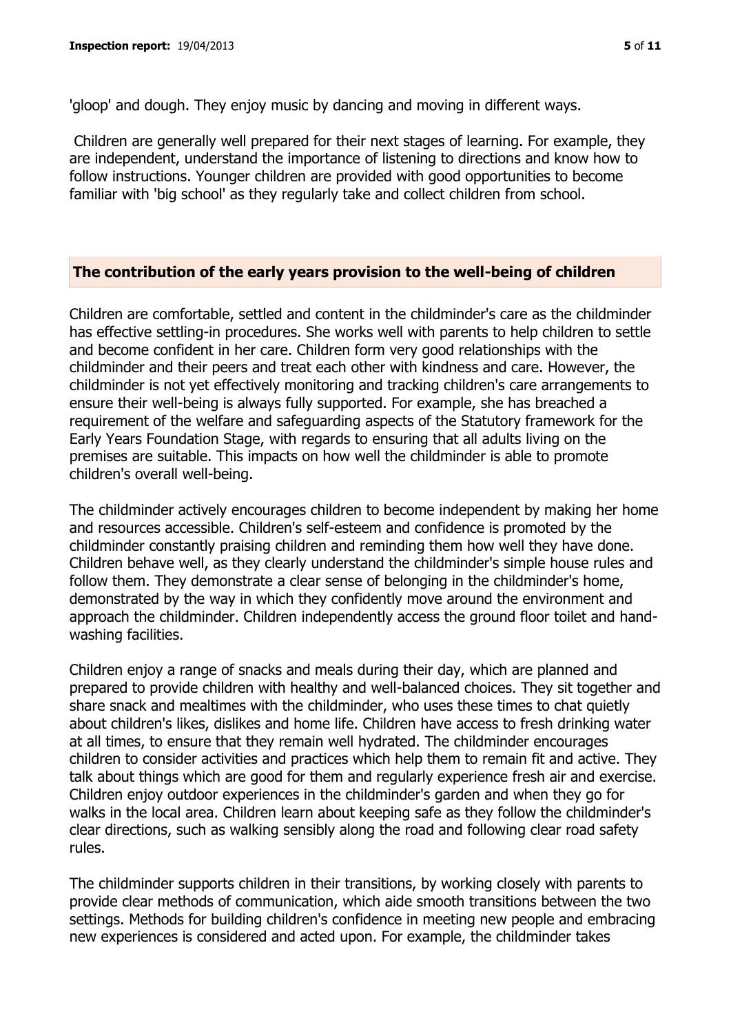'gloop' and dough. They enjoy music by dancing and moving in different ways.

Children are generally well prepared for their next stages of learning. For example, they are independent, understand the importance of listening to directions and know how to follow instructions. Younger children are provided with good opportunities to become familiar with 'big school' as they regularly take and collect children from school.

## The contribution of the early years provision to the well-being of children

Children are comfortable, settled and content in the childminder's care as the childminder has effective settling-in procedures. She works well with parents to help children to settle and become confident in her care. Children form very good relationships with the childminder and their peers and treat each other with kindness and care. However, the childminder is not yet effectively monitoring and tracking children's care arrangements to ensure their well-being is always fully supported. For example, she has breached a requirement of the welfare and safeguarding aspects of the Statutory framework for the Early Years Foundation Stage, with regards to ensuring that all adults living on the premises are suitable. This impacts on how well the childminder is able to promote children's overall well-being.

The childminder actively encourages children to become independent by making her home and resources accessible. Children's self-esteem and confidence is promoted by the childminder constantly praising children and reminding them how well they have done. Children behave well, as they clearly understand the childminder's simple house rules and follow them. They demonstrate a clear sense of belonging in the childminder's home, demonstrated by the way in which they confidently move around the environment and approach the childminder. Children independently access the ground floor toilet and hand-washing facilities.

Children enjoy a range of snacks and meals during their day, which are planned and prepared to provide children with healthy and well-balanced choices. They sit together and share snack and mealtimes with the childminder, who uses these times to chat quietly about children's likes, dislikes and home life. Children have access to fresh drinking water at all times, to ensure that they remain well hydrated. The childminder encourages children to consider activities and practices which help them to remain fit and active. They talk about things which are good for them and regularly experience fresh air and exercise. Children enjoy outdoor experiences in the childminder's garden and when they go for walks in the local area. Children learn about keeping safe as they follow the childminder's clear directions, such as walking sensibly along the road and following clear road safety rules.

The childminder supports children in their transitions, by working closely with parents to provide clear methods of communication, which aide smooth transitions between the two settings. Methods for building children's confidence in meeting new people and embracing new experiences is considered and acted upon. For example, the childminder takes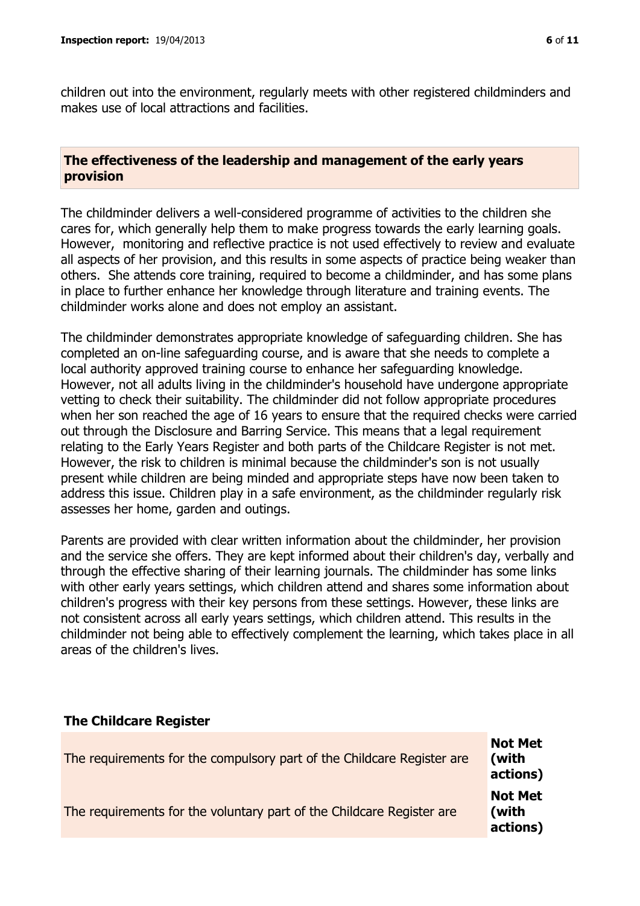children out into the environment, regularly meets with other registered childminders and makes use of local attractions and facilities.

## The effectiveness of the leadership and management of the early years provision

The childminder delivers a well-considered programme of activities to the children she cares for, which generally help them to make progress towards the early learning goals. However, monitoring and reflective practice is not used effectively to review and evaluate all aspects of her provision, and this results in some aspects of practice being weaker than others. She attends core training, required to become a childminder, and has some plans in place to further enhance her knowledge through literature and training events. The childminder works alone and does not employ an assistant.

The childminder demonstrates appropriate knowledge of safeguarding children. She has completed an on-line safeguarding course, and is aware that she needs to complete a local authority approved training course to enhance her safeguarding knowledge. However, not all adults living in the childminder's household have undergone appropriate vetting to check their suitability. The childminder did not follow appropriate procedures when her son reached the age of 16 years to ensure that the required checks were carried out through the Disclosure and Barring Service. This means that a legal requirement relating to the Early Years Register and both parts of the Childcare Register is not met. However, the risk to children is minimal because the childminder's son is not usually present while children are being minded and appropriate steps have now been taken to address this issue. Children play in a safe environment, as the childminder regularly risk assesses her home, garden and outings.

Parents are provided with clear written information about the childminder, her provision and the service she offers. They are kept informed about their children's day, verbally and through the effective sharing of their learning journals. The childminder has some links with other early years settings, which children attend and shares some information about children's progress with their key persons from these settings. However, these links are not consistent across all early years settings, which children attend. This results in the childminder not being able to effectively complement the learning, which takes place in all areas of the children's lives.

## The Childcare Register

| | |
|---|---|
| The requirements for the compulsory part of the Childcare Register are | **Not Met (with actions)** |
| The requirements for the voluntary part of the Childcare Register are | **Not Met (with actions)** |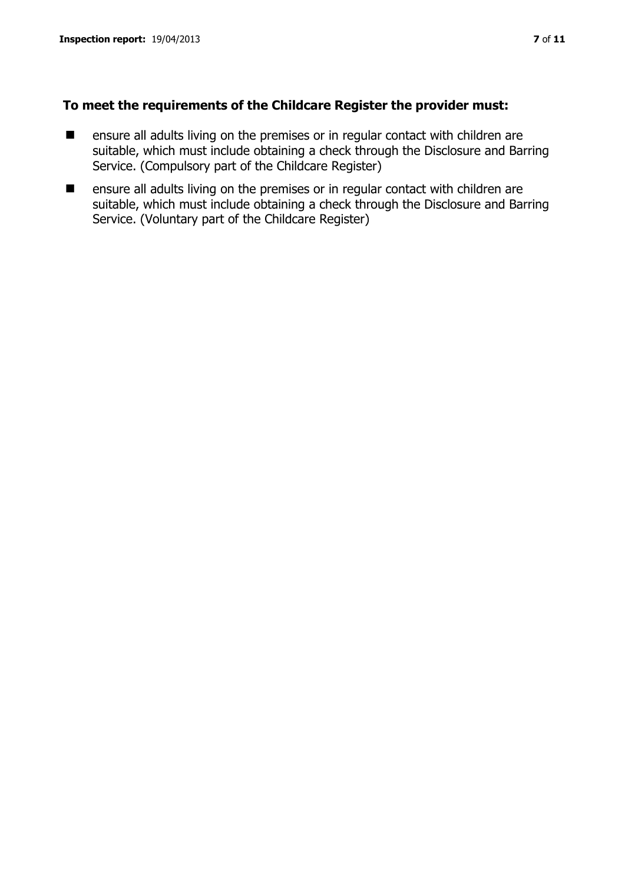**To meet the requirements of the Childcare Register the provider must:**

- ensure all adults living on the premises or in regular contact with children are suitable, which must include obtaining a check through the Disclosure and Barring Service. (Compulsory part of the Childcare Register)
- ensure all adults living on the premises or in regular contact with children are suitable, which must include obtaining a check through the Disclosure and Barring Service. (Voluntary part of the Childcare Register)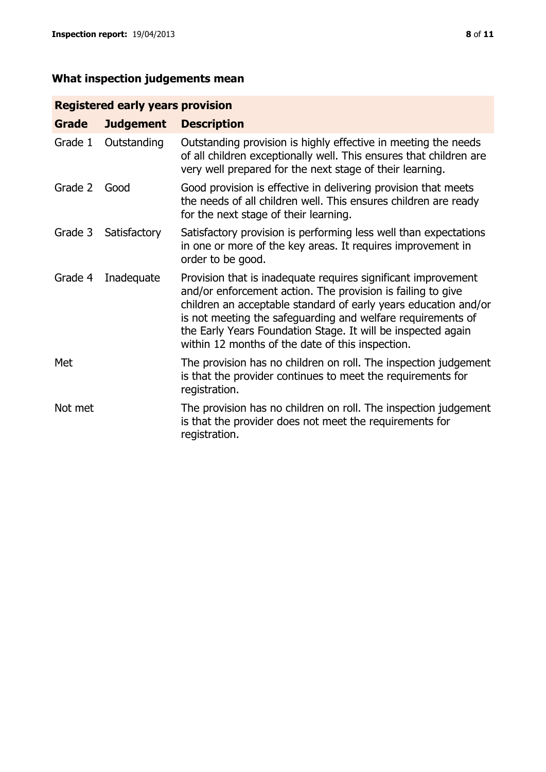## What inspection judgements mean

| Registered early years provision | | |
|---|---|---|
| **Grade** | **Judgement** | **Description** |
| Grade 1 | Outstanding | Outstanding provision is highly effective in meeting the needs of all children exceptionally well. This ensures that children are very well prepared for the next stage of their learning. |
| Grade 2 | Good | Good provision is effective in delivering provision that meets the needs of all children well. This ensures children are ready for the next stage of their learning. |
| Grade 3 | Satisfactory | Satisfactory provision is performing less well than expectations in one or more of the key areas. It requires improvement in order to be good. |
| Grade 4 | Inadequate | Provision that is inadequate requires significant improvement and/or enforcement action. The provision is failing to give children an acceptable standard of early years education and/or is not meeting the safeguarding and welfare requirements of the Early Years Foundation Stage. It will be inspected again within 12 months of the date of this inspection. |
| Met | | The provision has no children on roll. The inspection judgement is that the provider continues to meet the requirements for registration. |
| Not met | | The provision has no children on roll. The inspection judgement is that the provider does not meet the requirements for registration. |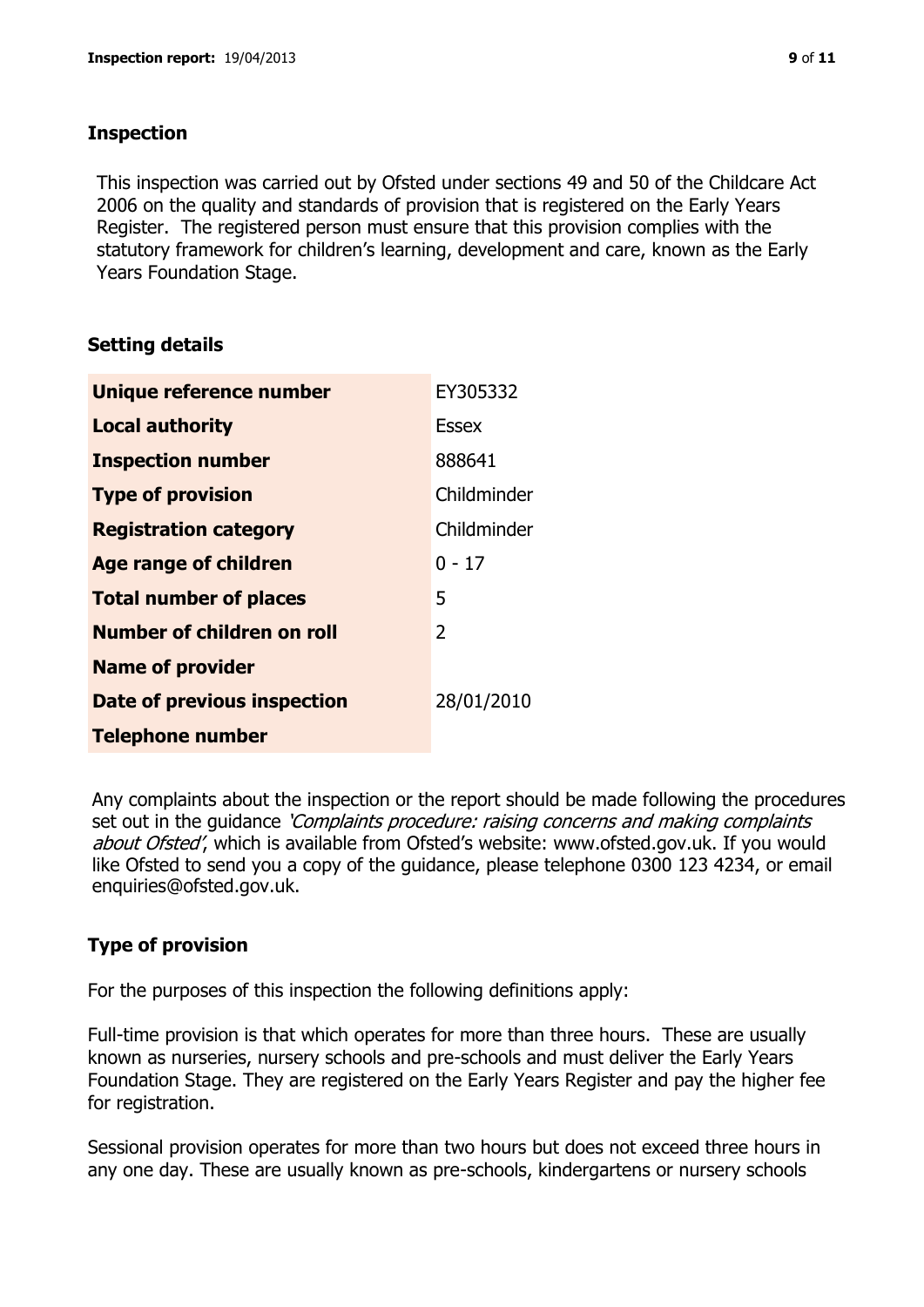## Inspection

This inspection was carried out by Ofsted under sections 49 and 50 of the Childcare Act 2006 on the quality and standards of provision that is registered on the Early Years Register. The registered person must ensure that this provision complies with the statutory framework for children's learning, development and care, known as the Early Years Foundation Stage.

## Setting details

| | |
|---|---|
| **Unique reference number** | EY305332 |
| **Local authority** | Essex |
| **Inspection number** | 888641 |
| **Type of provision** | Childminder |
| **Registration category** | Childminder |
| **Age range of children** | 0 - 17 |
| **Total number of places** | 5 |
| **Number of children on roll** | 2 |
| **Name of provider** | |
| **Date of previous inspection** | 28/01/2010 |
| **Telephone number** | |

Any complaints about the inspection or the report should be made following the procedures set out in the guidance *'Complaints procedure: raising concerns and making complaints about Ofsted'*, which is available from Ofsted's website: www.ofsted.gov.uk. If you would like Ofsted to send you a copy of the guidance, please telephone 0300 123 4234, or email enquiries@ofsted.gov.uk.

## Type of provision

For the purposes of this inspection the following definitions apply:

Full-time provision is that which operates for more than three hours. These are usually known as nurseries, nursery schools and pre-schools and must deliver the Early Years Foundation Stage. They are registered on the Early Years Register and pay the higher fee for registration.

Sessional provision operates for more than two hours but does not exceed three hours in any one day. These are usually known as pre-schools, kindergartens or nursery schools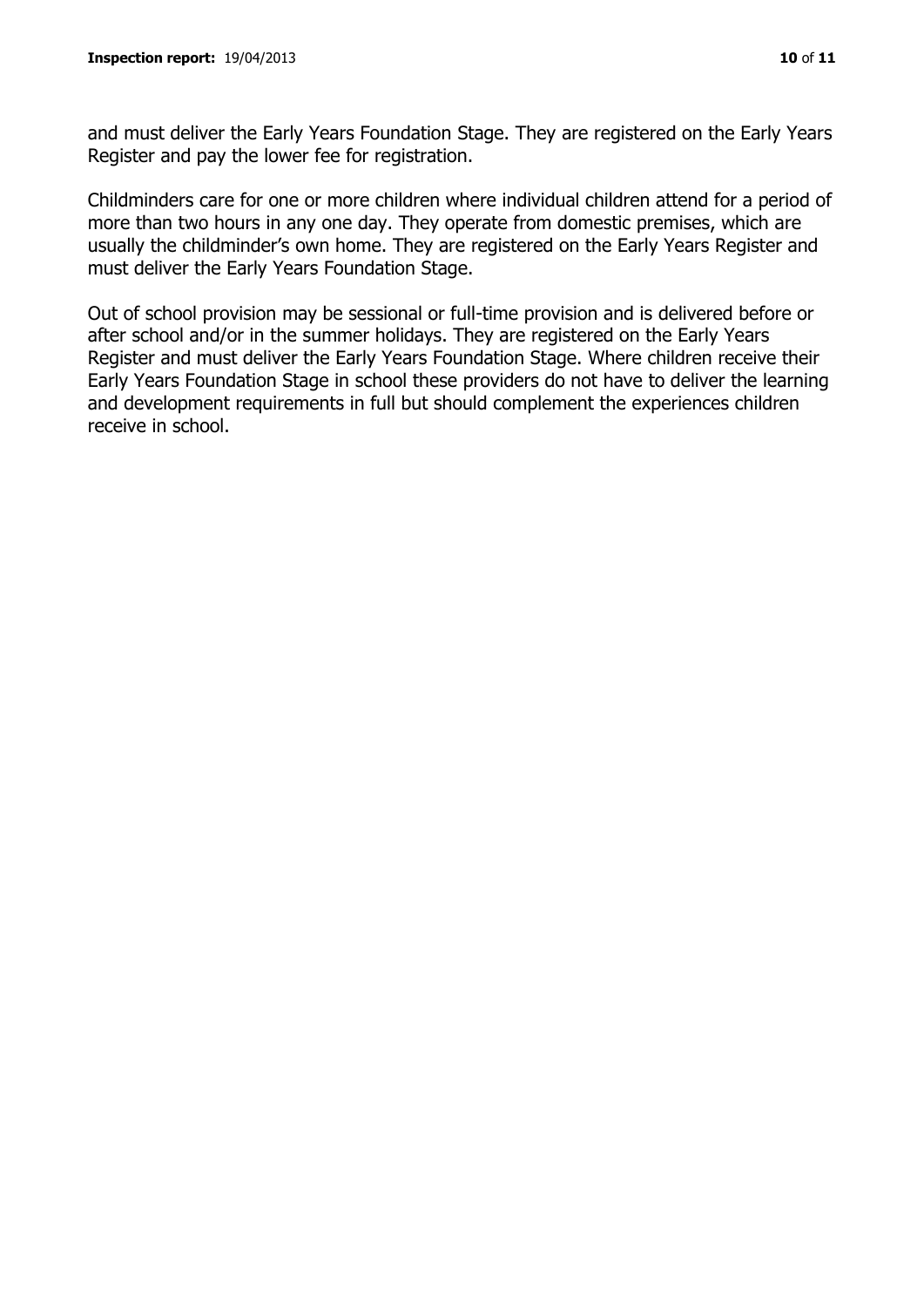and must deliver the Early Years Foundation Stage. They are registered on the Early Years Register and pay the lower fee for registration.

Childminders care for one or more children where individual children attend for a period of more than two hours in any one day. They operate from domestic premises, which are usually the childminder's own home. They are registered on the Early Years Register and must deliver the Early Years Foundation Stage.

Out of school provision may be sessional or full-time provision and is delivered before or after school and/or in the summer holidays. They are registered on the Early Years Register and must deliver the Early Years Foundation Stage. Where children receive their Early Years Foundation Stage in school these providers do not have to deliver the learning and development requirements in full but should complement the experiences children receive in school.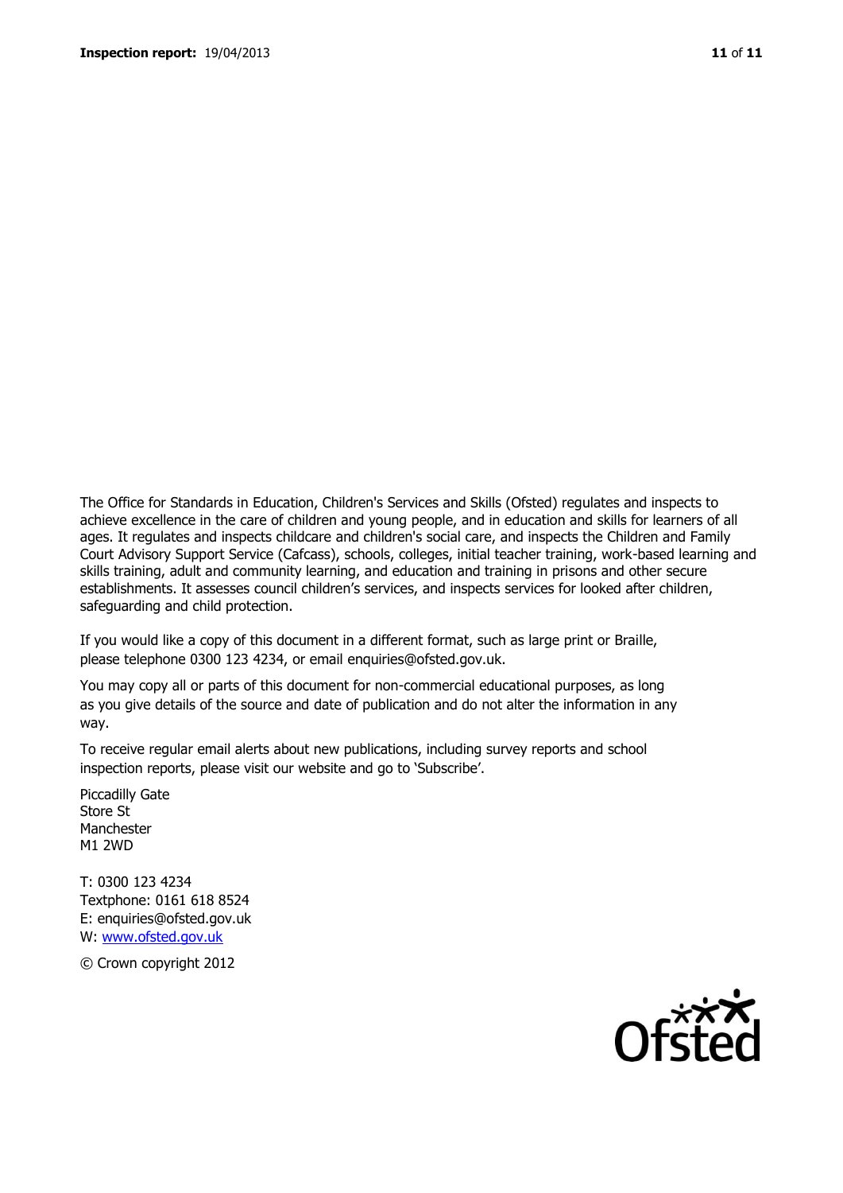The Office for Standards in Education, Children's Services and Skills (Ofsted) regulates and inspects to achieve excellence in the care of children and young people, and in education and skills for learners of all ages. It regulates and inspects childcare and children's social care, and inspects the Children and Family Court Advisory Support Service (Cafcass), schools, colleges, initial teacher training, work-based learning and skills training, adult and community learning, and education and training in prisons and other secure establishments. It assesses council children's services, and inspects services for looked after children, safeguarding and child protection.

If you would like a copy of this document in a different format, such as large print or Braille, please telephone 0300 123 4234, or email enquiries@ofsted.gov.uk.

You may copy all or parts of this document for non-commercial educational purposes, as long as you give details of the source and date of publication and do not alter the information in any way.

To receive regular email alerts about new publications, including survey reports and school inspection reports, please visit our website and go to 'Subscribe'.

Piccadilly Gate
Store St
Manchester
M1 2WD

T: 0300 123 4234
Textphone: 0161 618 8524
E: enquiries@ofsted.gov.uk
W: [www.ofsted.gov.uk](http://www.ofsted.gov.uk)

© Crown copyright 2012

Ofsted